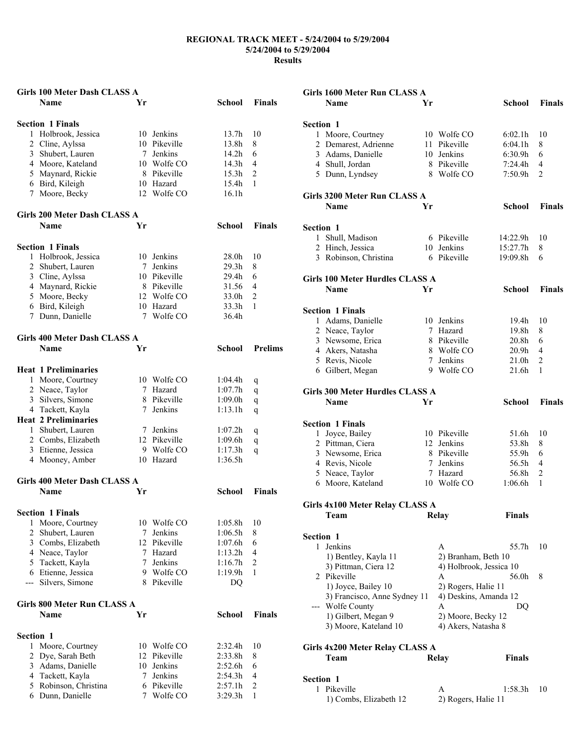**REGIONAL TRACK MEET - 5/24/2004 to 5/29/2004**
**5/24/2004 to 5/29/2004**
**Results**

### Girls 100 Meter Dash CLASS A

**Section 1 Finals**

| | Name | Yr | School | Finals | |
|---|---|---|---|---|---|
| 1 | Holbrook, Jessica | 10 | Jenkins | 13.7h | 10 |
| 2 | Cline, Aylssa | 10 | Pikeville | 13.8h | 8 |
| 3 | Shubert, Lauren | 7 | Jenkins | 14.2h | 6 |
| 4 | Moore, Kateland | 10 | Wolfe CO | 14.3h | 4 |
| 5 | Maynard, Rickie | 8 | Pikeville | 15.3h | 2 |
| 6 | Bird, Kileigh | 10 | Hazard | 15.4h | 1 |
| 7 | Moore, Becky | 12 | Wolfe CO | 16.1h | |

### Girls 200 Meter Dash CLASS A

**Section 1 Finals**

| | Name | Yr | School | Finals | |
|---|---|---|---|---|---|
| 1 | Holbrook, Jessica | 10 | Jenkins | 28.0h | 10 |
| 2 | Shubert, Lauren | 7 | Jenkins | 29.3h | 8 |
| 3 | Cline, Aylssa | 10 | Pikeville | 29.4h | 6 |
| 4 | Maynard, Rickie | 8 | Pikeville | 31.56 | 4 |
| 5 | Moore, Becky | 12 | Wolfe CO | 33.0h | 2 |
| 6 | Bird, Kileigh | 10 | Hazard | 33.3h | 1 |
| 7 | Dunn, Danielle | 7 | Wolfe CO | 36.4h | |

### Girls 400 Meter Dash CLASS A

| | Name | Yr | School | Prelims | |
|---|---|---|---|---|---|
| **Heat 1 Preliminaries** | | | | | |
| 1 | Moore, Courtney | 10 | Wolfe CO | 1:04.4h | q |
| 2 | Neace, Taylor | 7 | Hazard | 1:07.7h | q |
| 3 | Silvers, Simone | 8 | Pikeville | 1:09.0h | q |
| 4 | Tackett, Kayla | 7 | Jenkins | 1:13.1h | q |
| **Heat 2 Preliminaries** | | | | | |
| 1 | Shubert, Lauren | 7 | Jenkins | 1:07.2h | q |
| 2 | Combs, Elizabeth | 12 | Pikeville | 1:09.6h | q |
| 3 | Etienne, Jessica | 9 | Wolfe CO | 1:17.3h | q |
| 4 | Mooney, Amber | 10 | Hazard | 1:36.5h | |

### Girls 400 Meter Dash CLASS A

**Section 1 Finals**

| | Name | Yr | School | Finals | |
|---|---|---|---|---|---|
| 1 | Moore, Courtney | 10 | Wolfe CO | 1:05.8h | 10 |
| 2 | Shubert, Lauren | 7 | Jenkins | 1:06.5h | 8 |
| 3 | Combs, Elizabeth | 12 | Pikeville | 1:07.6h | 6 |
| 4 | Neace, Taylor | 7 | Hazard | 1:13.2h | 4 |
| 5 | Tackett, Kayla | 7 | Jenkins | 1:16.7h | 2 |
| 6 | Etienne, Jessica | 9 | Wolfe CO | 1:19.9h | 1 |
| --- | Silvers, Simone | 8 | Pikeville | DQ | |

### Girls 800 Meter Run CLASS A

**Section 1**

| | Name | Yr | School | Finals | |
|---|---|---|---|---|---|
| 1 | Moore, Courtney | 10 | Wolfe CO | 2:32.4h | 10 |
| 2 | Dye, Sarah Beth | 12 | Pikeville | 2:33.8h | 8 |
| 3 | Adams, Danielle | 10 | Jenkins | 2:52.6h | 6 |
| 4 | Tackett, Kayla | 7 | Jenkins | 2:54.3h | 4 |
| 5 | Robinson, Christina | 6 | Pikeville | 2:57.1h | 2 |
| 6 | Dunn, Danielle | 7 | Wolfe CO | 3:29.3h | 1 |

### Girls 1600 Meter Run CLASS A

**Section 1**

| | Name | Yr | School | Finals | |
|---|---|---|---|---|---|
| 1 | Moore, Courtney | 10 | Wolfe CO | 6:02.1h | 10 |
| 2 | Demarest, Adrienne | 11 | Pikeville | 6:04.1h | 8 |
| 3 | Adams, Danielle | 10 | Jenkins | 6:30.9h | 6 |
| 4 | Shull, Jordan | 8 | Pikeville | 7:24.4h | 4 |
| 5 | Dunn, Lyndsey | 8 | Wolfe CO | 7:50.9h | 2 |

### Girls 3200 Meter Run CLASS A

**Section 1**

| | Name | Yr | School | Finals | |
|---|---|---|---|---|---|
| 1 | Shull, Madison | 6 | Pikeville | 14:22.9h | 10 |
| 2 | Hinch, Jessica | 10 | Jenkins | 15:27.7h | 8 |
| 3 | Robinson, Christina | 6 | Pikeville | 19:09.8h | 6 |

### Girls 100 Meter Hurdles CLASS A

**Section 1 Finals**

| | Name | Yr | School | Finals | |
|---|---|---|---|---|---|
| 1 | Adams, Danielle | 10 | Jenkins | 19.4h | 10 |
| 2 | Neace, Taylor | 7 | Hazard | 19.8h | 8 |
| 3 | Newsome, Erica | 8 | Pikeville | 20.8h | 6 |
| 4 | Akers, Natasha | 8 | Wolfe CO | 20.9h | 4 |
| 5 | Revis, Nicole | 7 | Jenkins | 21.0h | 2 |
| 6 | Gilbert, Megan | 9 | Wolfe CO | 21.6h | 1 |

### Girls 300 Meter Hurdles CLASS A

**Section 1 Finals**

| | Name | Yr | School | Finals | |
|---|---|---|---|---|---|
| 1 | Joyce, Bailey | 10 | Pikeville | 51.6h | 10 |
| 2 | Pittman, Ciera | 12 | Jenkins | 53.8h | 8 |
| 3 | Newsome, Erica | 8 | Pikeville | 55.9h | 6 |
| 4 | Revis, Nicole | 7 | Jenkins | 56.5h | 4 |
| 5 | Neace, Taylor | 7 | Hazard | 56.8h | 2 |
| 6 | Moore, Kateland | 10 | Wolfe CO | 1:06.6h | 1 |

### Girls 4x100 Meter Relay CLASS A

**Section 1**

| | Team | Relay | Finals | |
|---|---|---|---|---|
| 1 | Jenkins | A | 55.7h | 10 |
| | 1) Bentley, Kayla 11 | 2) Branham, Beth 10 | | |
| | 3) Pittman, Ciera 12 | 4) Holbrook, Jessica 10 | | |
| 2 | Pikeville | A | 56.0h | 8 |
| | 1) Joyce, Bailey 10 | 2) Rogers, Halie 11 | | |
| | 3) Francisco, Anne Sydney 11 | 4) Deskins, Amanda 12 | | |
| --- | Wolfe County | A | DQ | |
| | 1) Gilbert, Megan 9 | 2) Moore, Becky 12 | | |
| | 3) Moore, Kateland 10 | 4) Akers, Natasha 8 | | |

### Girls 4x200 Meter Relay CLASS A

**Section 1**

| | Team | Relay | Finals | |
|---|---|---|---|---|
| 1 | Pikeville | A | 1:58.3h | 10 |
| | 1) Combs, Elizabeth 12 | 2) Rogers, Halie 11 | | |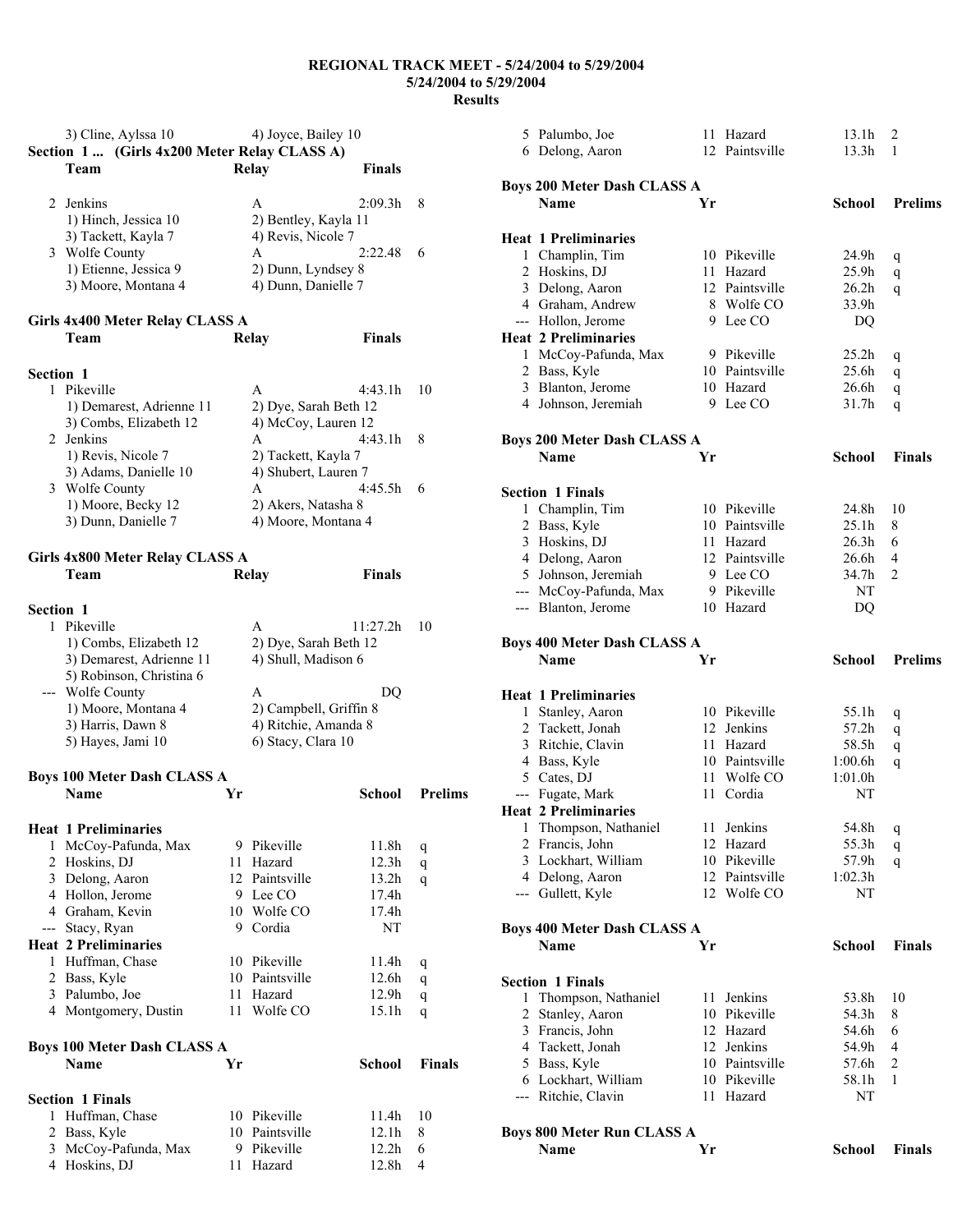# REGIONAL TRACK MEET - 5/24/2004 to 5/29/2004
## 5/24/2004 to 5/29/2004
## Results

3) Cline, Aylssa 10 — 4) Joyce, Bailey 10

### Section 1 ... (Girls 4x200 Meter Relay CLASS A)

| | Team | Relay | Finals | |
|---|---|---|---|---|
| 2 | Jenkins | A | 2:09.3h | 8 |
| | 1) Hinch, Jessica 10 | 2) Bentley, Kayla 11 | | |
| | 3) Tackett, Kayla 7 | 4) Revis, Nicole 7 | | |
| 3 | Wolfe County | A | 2:22.48 | 6 |
| | 1) Etienne, Jessica 9 | 2) Dunn, Lyndsey 8 | | |
| | 3) Moore, Montana 4 | 4) Dunn, Danielle 7 | | |

### Girls 4x400 Meter Relay CLASS A

| | Team | Relay | Finals | |
|---|---|---|---|---|
| **Section 1** | | | | |
| 1 | Pikeville | A | 4:43.1h | 10 |
| | 1) Demarest, Adrienne 11 | 2) Dye, Sarah Beth 12 | | |
| | 3) Combs, Elizabeth 12 | 4) McCoy, Lauren 12 | | |
| 2 | Jenkins | A | 4:43.1h | 8 |
| | 1) Revis, Nicole 7 | 2) Tackett, Kayla 7 | | |
| | 3) Adams, Danielle 10 | 4) Shubert, Lauren 7 | | |
| 3 | Wolfe County | A | 4:45.5h | 6 |
| | 1) Moore, Becky 12 | 2) Akers, Natasha 8 | | |
| | 3) Dunn, Danielle 7 | 4) Moore, Montana 4 | | |

### Girls 4x800 Meter Relay CLASS A

| | Team | Relay | Finals | |
|---|---|---|---|---|
| **Section 1** | | | | |
| 1 | Pikeville | A | 11:27.2h | 10 |
| | 1) Combs, Elizabeth 12 | 2) Dye, Sarah Beth 12 | | |
| | 3) Demarest, Adrienne 11 | 4) Shull, Madison 6 | | |
| | 5) Robinson, Christina 6 | | | |
| --- | Wolfe County | A | DQ | |
| | 1) Moore, Montana 4 | 2) Campbell, Griffin 8 | | |
| | 3) Harris, Dawn 8 | 4) Ritchie, Amanda 8 | | |
| | 5) Hayes, Jami 10 | 6) Stacy, Clara 10 | | |

### Boys 100 Meter Dash CLASS A

| | Name | Yr | School | Prelims | |
|---|---|---|---|---|---|
| **Heat 1 Preliminaries** | | | | | |
| 1 | McCoy-Pafunda, Max | 9 | Pikeville | 11.8h | q |
| 2 | Hoskins, DJ | 11 | Hazard | 12.3h | q |
| 3 | Delong, Aaron | 12 | Paintsville | 13.2h | q |
| 4 | Hollon, Jerome | 9 | Lee CO | 17.4h | |
| 4 | Graham, Kevin | 10 | Wolfe CO | 17.4h | |
| --- | Stacy, Ryan | 9 | Cordia | NT | |
| **Heat 2 Preliminaries** | | | | | |
| 1 | Huffman, Chase | 10 | Pikeville | 11.4h | q |
| 2 | Bass, Kyle | 10 | Paintsville | 12.6h | q |
| 3 | Palumbo, Joe | 11 | Hazard | 12.9h | q |
| 4 | Montgomery, Dustin | 11 | Wolfe CO | 15.1h | q |

### Boys 100 Meter Dash CLASS A

| | Name | Yr | School | Finals | |
|---|---|---|---|---|---|
| **Section 1 Finals** | | | | | |
| 1 | Huffman, Chase | 10 | Pikeville | 11.4h | 10 |
| 2 | Bass, Kyle | 10 | Paintsville | 12.1h | 8 |
| 3 | McCoy-Pafunda, Max | 9 | Pikeville | 12.2h | 6 |
| 4 | Hoskins, DJ | 11 | Hazard | 12.8h | 4 |
| 5 | Palumbo, Joe | 11 | Hazard | 13.1h | 2 |
| 6 | Delong, Aaron | 12 | Paintsville | 13.3h | 1 |

### Boys 200 Meter Dash CLASS A

| | Name | Yr | School | Prelims | |
|---|---|---|---|---|---|
| **Heat 1 Preliminaries** | | | | | |
| 1 | Champlin, Tim | 10 | Pikeville | 24.9h | q |
| 2 | Hoskins, DJ | 11 | Hazard | 25.9h | q |
| 3 | Delong, Aaron | 12 | Paintsville | 26.2h | q |
| 4 | Graham, Andrew | 8 | Wolfe CO | 33.9h | |
| --- | Hollon, Jerome | 9 | Lee CO | DQ | |
| **Heat 2 Preliminaries** | | | | | |
| 1 | McCoy-Pafunda, Max | 9 | Pikeville | 25.2h | q |
| 2 | Bass, Kyle | 10 | Paintsville | 25.6h | q |
| 3 | Blanton, Jerome | 10 | Hazard | 26.6h | q |
| 4 | Johnson, Jeremiah | 9 | Lee CO | 31.7h | q |

### Boys 200 Meter Dash CLASS A

| | Name | Yr | School | Finals | |
|---|---|---|---|---|---|
| **Section 1 Finals** | | | | | |
| 1 | Champlin, Tim | 10 | Pikeville | 24.8h | 10 |
| 2 | Bass, Kyle | 10 | Paintsville | 25.1h | 8 |
| 3 | Hoskins, DJ | 11 | Hazard | 26.3h | 6 |
| 4 | Delong, Aaron | 12 | Paintsville | 26.6h | 4 |
| 5 | Johnson, Jeremiah | 9 | Lee CO | 34.7h | 2 |
| --- | McCoy-Pafunda, Max | 9 | Pikeville | NT | |
| --- | Blanton, Jerome | 10 | Hazard | DQ | |

### Boys 400 Meter Dash CLASS A

| | Name | Yr | School | Prelims | |
|---|---|---|---|---|---|
| **Heat 1 Preliminaries** | | | | | |
| 1 | Stanley, Aaron | 10 | Pikeville | 55.1h | q |
| 2 | Tackett, Jonah | 12 | Jenkins | 57.2h | q |
| 3 | Ritchie, Clavin | 11 | Hazard | 58.5h | q |
| 4 | Bass, Kyle | 10 | Paintsville | 1:00.6h | q |
| 5 | Cates, DJ | 11 | Wolfe CO | 1:01.0h | |
| --- | Fugate, Mark | 11 | Cordia | NT | |
| **Heat 2 Preliminaries** | | | | | |
| 1 | Thompson, Nathaniel | 11 | Jenkins | 54.8h | q |
| 2 | Francis, John | 12 | Hazard | 55.3h | q |
| 3 | Lockhart, William | 10 | Pikeville | 57.9h | q |
| 4 | Delong, Aaron | 12 | Paintsville | 1:02.3h | |
| --- | Gullett, Kyle | 12 | Wolfe CO | NT | |

### Boys 400 Meter Dash CLASS A

| | Name | Yr | School | Finals | |
|---|---|---|---|---|---|
| **Section 1 Finals** | | | | | |
| 1 | Thompson, Nathaniel | 11 | Jenkins | 53.8h | 10 |
| 2 | Stanley, Aaron | 10 | Pikeville | 54.3h | 8 |
| 3 | Francis, John | 12 | Hazard | 54.6h | 6 |
| 4 | Tackett, Jonah | 12 | Jenkins | 54.9h | 4 |
| 5 | Bass, Kyle | 10 | Paintsville | 57.6h | 2 |
| 6 | Lockhart, William | 10 | Pikeville | 58.1h | 1 |
| --- | Ritchie, Clavin | 11 | Hazard | NT | |

### Boys 800 Meter Run CLASS A

| | Name | Yr | School | Finals | |
|---|---|---|---|---|---|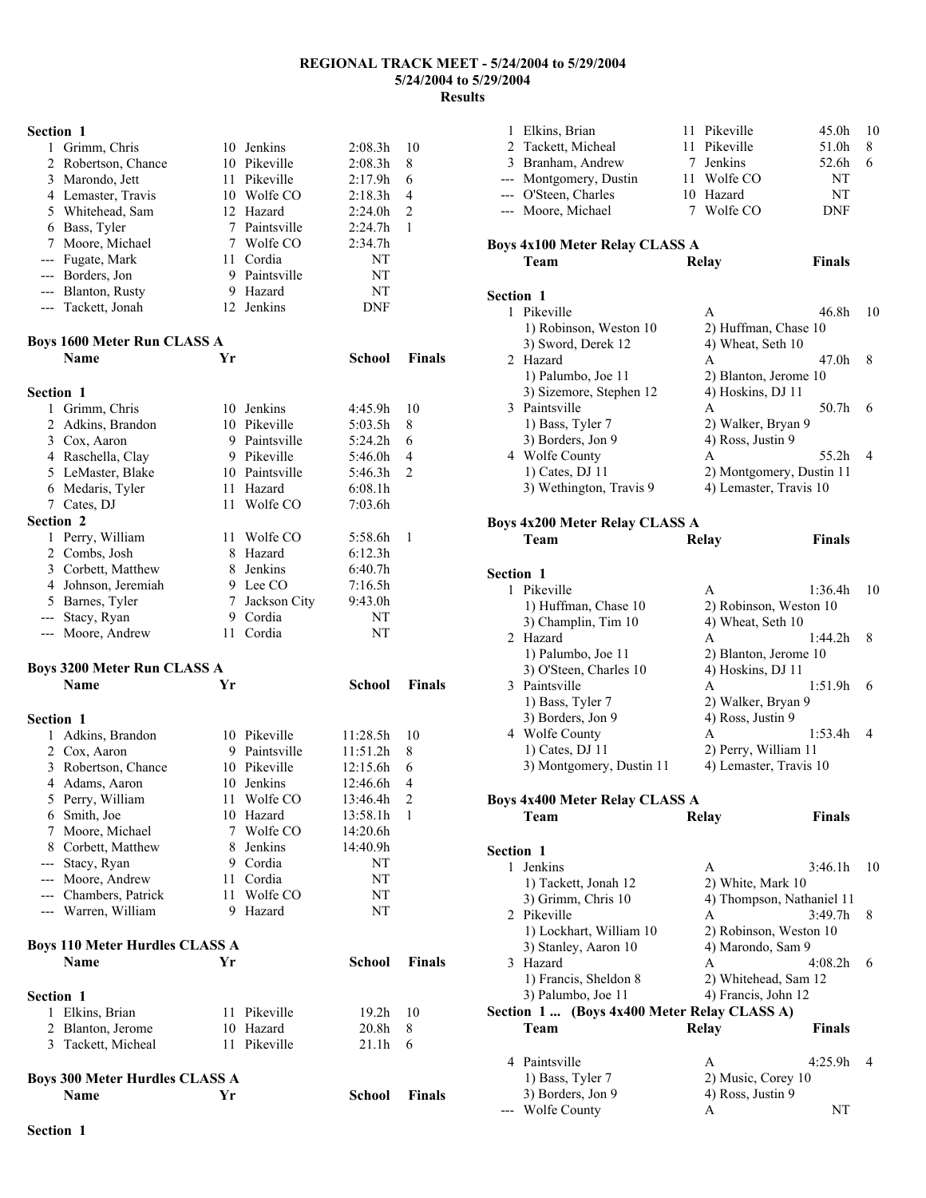**REGIONAL TRACK MEET - 5/24/2004 to 5/29/2004**
**5/24/2004 to 5/29/2004**
**Results**

**Section 1**

| | Name | Yr | School | Finals | Points |
|---|---|---|---|---|---|
| 1 | Grimm, Chris | 10 | Jenkins | 2:08.3h | 10 |
| 2 | Robertson, Chance | 10 | Pikeville | 2:08.3h | 8 |
| 3 | Marondo, Jett | 11 | Pikeville | 2:17.9h | 6 |
| 4 | Lemaster, Travis | 10 | Wolfe CO | 2:18.3h | 4 |
| 5 | Whitehead, Sam | 12 | Hazard | 2:24.0h | 2 |
| 6 | Bass, Tyler | 7 | Paintsville | 2:24.7h | 1 |
| 7 | Moore, Michael | 7 | Wolfe CO | 2:34.7h | |
| --- | Fugate, Mark | 11 | Cordia | NT | |
| --- | Borders, Jon | 9 | Paintsville | NT | |
| --- | Blanton, Rusty | 9 | Hazard | NT | |
| --- | Tackett, Jonah | 12 | Jenkins | DNF | |

**Boys 1600 Meter Run CLASS A**

| | Name | Yr | School | Finals | Points |
|---|---|---|---|---|---|
| **Section 1** | | | | | |
| 1 | Grimm, Chris | 10 | Jenkins | 4:45.9h | 10 |
| 2 | Adkins, Brandon | 10 | Pikeville | 5:03.5h | 8 |
| 3 | Cox, Aaron | 9 | Paintsville | 5:24.2h | 6 |
| 4 | Raschella, Clay | 9 | Pikeville | 5:46.0h | 4 |
| 5 | LeMaster, Blake | 10 | Paintsville | 5:46.3h | 2 |
| 6 | Medaris, Tyler | 11 | Hazard | 6:08.1h | |
| 7 | Cates, DJ | 11 | Wolfe CO | 7:03.6h | |
| **Section 2** | | | | | |
| 1 | Perry, William | 11 | Wolfe CO | 5:58.6h | 1 |
| 2 | Combs, Josh | 8 | Hazard | 6:12.3h | |
| 3 | Corbett, Matthew | 8 | Jenkins | 6:40.7h | |
| 4 | Johnson, Jeremiah | 9 | Lee CO | 7:16.5h | |
| 5 | Barnes, Tyler | 7 | Jackson City | 9:43.0h | |
| --- | Stacy, Ryan | 9 | Cordia | NT | |
| --- | Moore, Andrew | 11 | Cordia | NT | |

**Boys 3200 Meter Run CLASS A**

| | Name | Yr | School | Finals | Points |
|---|---|---|---|---|---|
| **Section 1** | | | | | |
| 1 | Adkins, Brandon | 10 | Pikeville | 11:28.5h | 10 |
| 2 | Cox, Aaron | 9 | Paintsville | 11:51.2h | 8 |
| 3 | Robertson, Chance | 10 | Pikeville | 12:15.6h | 6 |
| 4 | Adams, Aaron | 10 | Jenkins | 12:46.6h | 4 |
| 5 | Perry, William | 11 | Wolfe CO | 13:46.4h | 2 |
| 6 | Smith, Joe | 10 | Hazard | 13:58.1h | 1 |
| 7 | Moore, Michael | 7 | Wolfe CO | 14:20.6h | |
| 8 | Corbett, Matthew | 8 | Jenkins | 14:40.9h | |
| --- | Stacy, Ryan | 9 | Cordia | NT | |
| --- | Moore, Andrew | 11 | Cordia | NT | |
| --- | Chambers, Patrick | 11 | Wolfe CO | NT | |
| --- | Warren, William | 9 | Hazard | NT | |

**Boys 110 Meter Hurdles CLASS A**

| | Name | Yr | School | Finals | Points |
|---|---|---|---|---|---|
| **Section 1** | | | | | |
| 1 | Elkins, Brian | 11 | Pikeville | 19.2h | 10 |
| 2 | Blanton, Jerome | 10 | Hazard | 20.8h | 8 |
| 3 | Tackett, Micheal | 11 | Pikeville | 21.1h | 6 |

**Boys 300 Meter Hurdles CLASS A**

| | Name | Yr | School | Finals | Points |
|---|---|---|---|---|---|
| **Section 1** | | | | | |
| 1 | Elkins, Brian | 11 | Pikeville | 45.0h | 10 |
| 2 | Tackett, Micheal | 11 | Pikeville | 51.0h | 8 |
| 3 | Branham, Andrew | 7 | Jenkins | 52.6h | 6 |
| --- | Montgomery, Dustin | 11 | Wolfe CO | NT | |
| --- | O'Steen, Charles | 10 | Hazard | NT | |
| --- | Moore, Michael | 7 | Wolfe CO | DNF | |

**Boys 4x100 Meter Relay CLASS A**

| | Team | Relay | Finals | Points |
|---|---|---|---|---|
| **Section 1** | | | | |
| 1 | Pikeville | A | 46.8h | 10 |
| | 1) Robinson, Weston 10 | 2) Huffman, Chase 10 | | |
| | 3) Sword, Derek 12 | 4) Wheat, Seth 10 | | |
| 2 | Hazard | A | 47.0h | 8 |
| | 1) Palumbo, Joe 11 | 2) Blanton, Jerome 10 | | |
| | 3) Sizemore, Stephen 12 | 4) Hoskins, DJ 11 | | |
| 3 | Paintsville | A | 50.7h | 6 |
| | 1) Bass, Tyler 7 | 2) Walker, Bryan 9 | | |
| | 3) Borders, Jon 9 | 4) Ross, Justin 9 | | |
| 4 | Wolfe County | A | 55.2h | 4 |
| | 1) Cates, DJ 11 | 2) Montgomery, Dustin 11 | | |
| | 3) Wethington, Travis 9 | 4) Lemaster, Travis 10 | | |

**Boys 4x200 Meter Relay CLASS A**

| | Team | Relay | Finals | Points |
|---|---|---|---|---|
| **Section 1** | | | | |
| 1 | Pikeville | A | 1:36.4h | 10 |
| | 1) Huffman, Chase 10 | 2) Robinson, Weston 10 | | |
| | 3) Champlin, Tim 10 | 4) Wheat, Seth 10 | | |
| 2 | Hazard | A | 1:44.2h | 8 |
| | 1) Palumbo, Joe 11 | 2) Blanton, Jerome 10 | | |
| | 3) O'Steen, Charles 10 | 4) Hoskins, DJ 11 | | |
| 3 | Paintsville | A | 1:51.9h | 6 |
| | 1) Bass, Tyler 7 | 2) Walker, Bryan 9 | | |
| | 3) Borders, Jon 9 | 4) Ross, Justin 9 | | |
| 4 | Wolfe County | A | 1:53.4h | 4 |
| | 1) Cates, DJ 11 | 2) Perry, William 11 | | |
| | 3) Montgomery, Dustin 11 | 4) Lemaster, Travis 10 | | |

**Boys 4x400 Meter Relay CLASS A**

| | Team | Relay | Finals | Points |
|---|---|---|---|---|
| **Section 1** | | | | |
| 1 | Jenkins | A | 3:46.1h | 10 |
| | 1) Tackett, Jonah 12 | 2) White, Mark 10 | | |
| | 3) Grimm, Chris 10 | 4) Thompson, Nathaniel 11 | | |
| 2 | Pikeville | A | 3:49.7h | 8 |
| | 1) Lockhart, William 10 | 2) Robinson, Weston 10 | | |
| | 3) Stanley, Aaron 10 | 4) Marondo, Sam 9 | | |
| 3 | Hazard | A | 4:08.2h | 6 |
| | 1) Francis, Sheldon 8 | 2) Whitehead, Sam 12 | | |
| | 3) Palumbo, Joe 11 | 4) Francis, John 12 | | |
| 4 | Paintsville | A | 4:25.9h | 4 |
| | 1) Bass, Tyler 7 | 2) Music, Corey 10 | | |
| | 3) Borders, Jon 9 | 4) Ross, Justin 9 | | |
| --- | Wolfe County | A | NT | |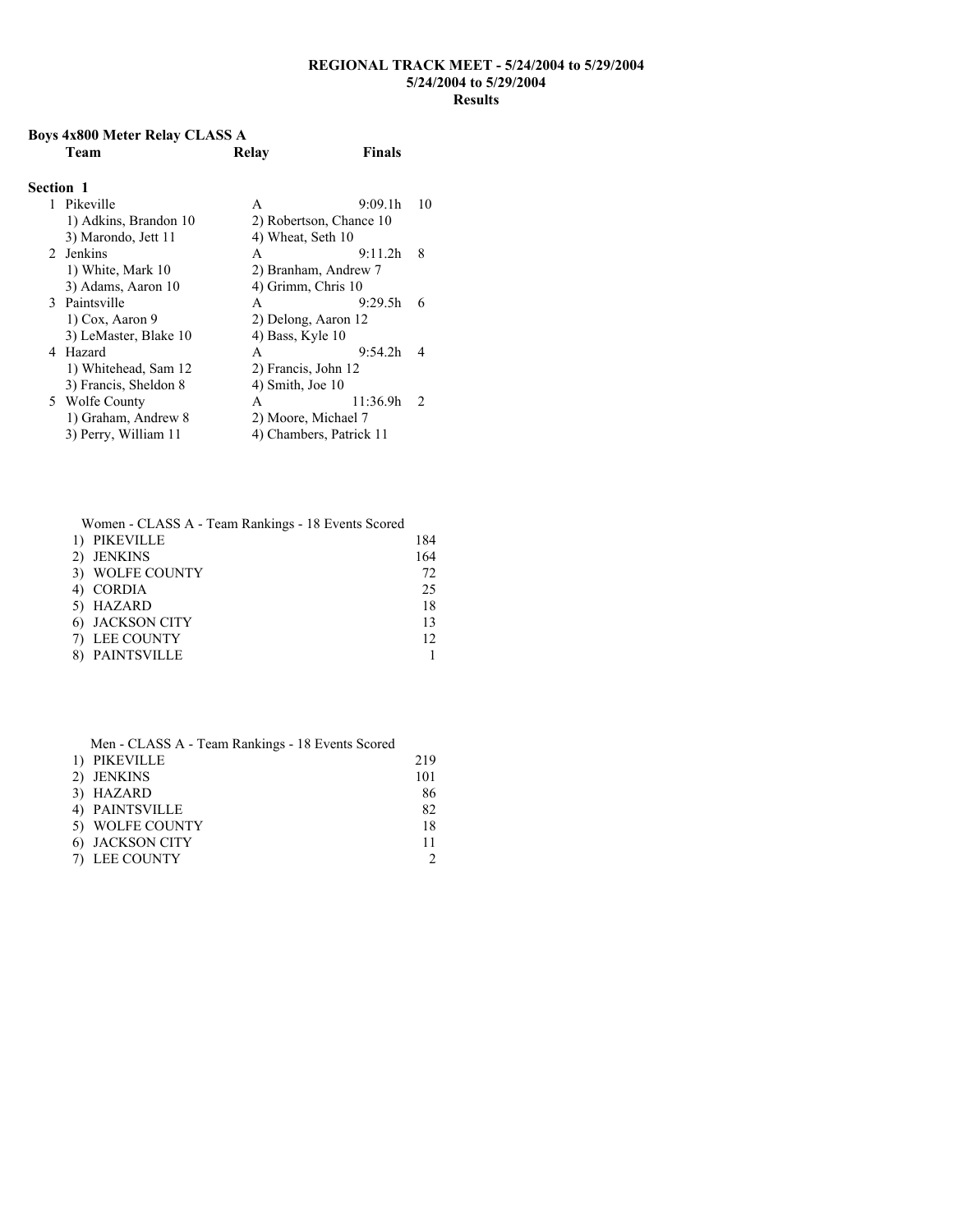**REGIONAL TRACK MEET - 5/24/2004 to 5/29/2004**
**5/24/2004 to 5/29/2004**
**Results**

### Boys 4x800 Meter Relay CLASS A

**Section 1**

| | Team | Relay | Finals | |
|---|---|---|---|---|
| 1 | Pikeville | A | 9:09.1h | 10 |
| | 1) Adkins, Brandon 10 | 2) Robertson, Chance 10 | | |
| | 3) Marondo, Jett 11 | 4) Wheat, Seth 10 | | |
| 2 | Jenkins | A | 9:11.2h | 8 |
| | 1) White, Mark 10 | 2) Branham, Andrew 7 | | |
| | 3) Adams, Aaron 10 | 4) Grimm, Chris 10 | | |
| 3 | Paintsville | A | 9:29.5h | 6 |
| | 1) Cox, Aaron 9 | 2) Delong, Aaron 12 | | |
| | 3) LeMaster, Blake 10 | 4) Bass, Kyle 10 | | |
| 4 | Hazard | A | 9:54.2h | 4 |
| | 1) Whitehead, Sam 12 | 2) Francis, John 12 | | |
| | 3) Francis, Sheldon 8 | 4) Smith, Joe 10 | | |
| 5 | Wolfe County | A | 11:36.9h | 2 |
| | 1) Graham, Andrew 8 | 2) Moore, Michael 7 | | |
| | 3) Perry, William 11 | 4) Chambers, Patrick 11 | | |

Women - CLASS A - Team Rankings - 18 Events Scored

| | |
|---|---|
| 1) PIKEVILLE | 184 |
| 2) JENKINS | 164 |
| 3) WOLFE COUNTY | 72 |
| 4) CORDIA | 25 |
| 5) HAZARD | 18 |
| 6) JACKSON CITY | 13 |
| 7) LEE COUNTY | 12 |
| 8) PAINTSVILLE | 1 |

Men - CLASS A - Team Rankings - 18 Events Scored

| | |
|---|---|
| 1) PIKEVILLE | 219 |
| 2) JENKINS | 101 |
| 3) HAZARD | 86 |
| 4) PAINTSVILLE | 82 |
| 5) WOLFE COUNTY | 18 |
| 6) JACKSON CITY | 11 |
| 7) LEE COUNTY | 2 |